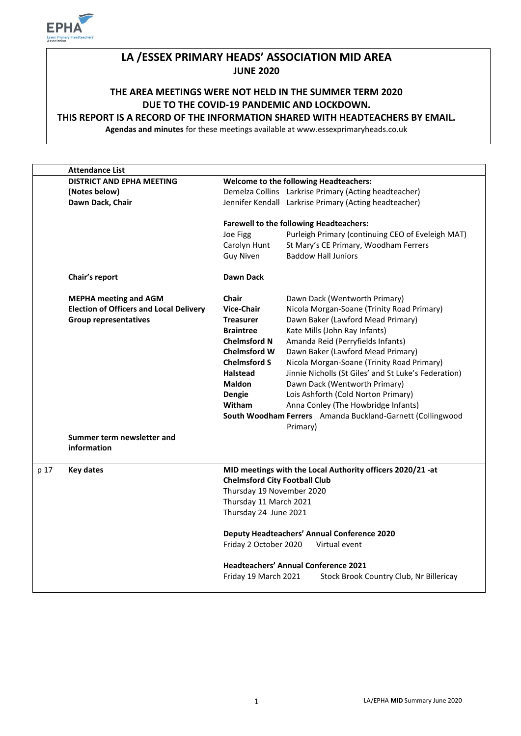# LA /ESSEX PRIMARY HEADS' ASSOCIATION MID AREA

**JUNE 2020**

**THE AREA MEETINGS WERE NOT HELD IN THE SUMMER TERM 2020 DUE TO THE COVID-19 PANDEMIC AND LOCKDOWN.**

**THIS REPORT IS A RECORD OF THE INFORMATION SHARED WITH HEADTEACHERS BY EMAIL.**

**Agendas and minutes** for these meetings available at www.essexprimaryheads.co.uk

| | **Attendance List** | | |
|---|---|---|---|
| | **DISTRICT AND EPHA MEETING (Notes below)** **Dawn Dack, Chair** | **Welcome to the following Headteachers:** | |
| | | Demelza Collins | Larkrise Primary (Acting headteacher) |
| | | Jennifer Kendall | Larkrise Primary (Acting headteacher) |
| | | **Farewell to the following Headteachers:** | |
| | | Joe Figg | Purleigh Primary (continuing CEO of Eveleigh MAT) |
| | | Carolyn Hunt | St Mary's CE Primary, Woodham Ferrers |
| | | Guy Niven | Baddow Hall Juniors |
| | **Chair's report** | **Dawn Dack** | |
| | **MEPHA meeting and AGM** **Election of Officers and Local Delivery Group representatives** | **Chair** | Dawn Dack (Wentworth Primary) |
| | | **Vice-Chair** | Nicola Morgan-Soane (Trinity Road Primary) |
| | | **Treasurer** | Dawn Baker (Lawford Mead Primary) |
| | | **Braintree** | Kate Mills (John Ray Infants) |
| | | **Chelmsford N** | Amanda Reid (Perryfields Infants) |
| | | **Chelmsford W** | Dawn Baker (Lawford Mead Primary) |
| | | **Chelmsford S** | Nicola Morgan-Soane (Trinity Road Primary) |
| | | **Halstead** | Jinnie Nicholls (St Giles' and St Luke's Federation) |
| | | **Maldon** | Dawn Dack (Wentworth Primary) |
| | | **Dengie** | Lois Ashforth (Cold Norton Primary) |
| | | **Witham** | Anna Conley (The Howbridge Infants) |
| | | **South Woodham Ferrers** | Amanda Buckland-Garnett (Collingwood Primary) |
| | **Summer term newsletter and information** | | |
| p 17 | **Key dates** | **MID meetings with the Local Authority officers 2020/21 -at Chelmsford City Football Club** | |
| | | Thursday 19 November 2020 | |
| | | Thursday 11 March 2021 | |
| | | Thursday 24 June 2021 | |
| | | **Deputy Headteachers' Annual Conference 2020** | |
| | | Friday 2 October 2020 | Virtual event |
| | | **Headteachers' Annual Conference 2021** | |
| | | Friday 19 March 2021 | Stock Brook Country Club, Nr Billericay |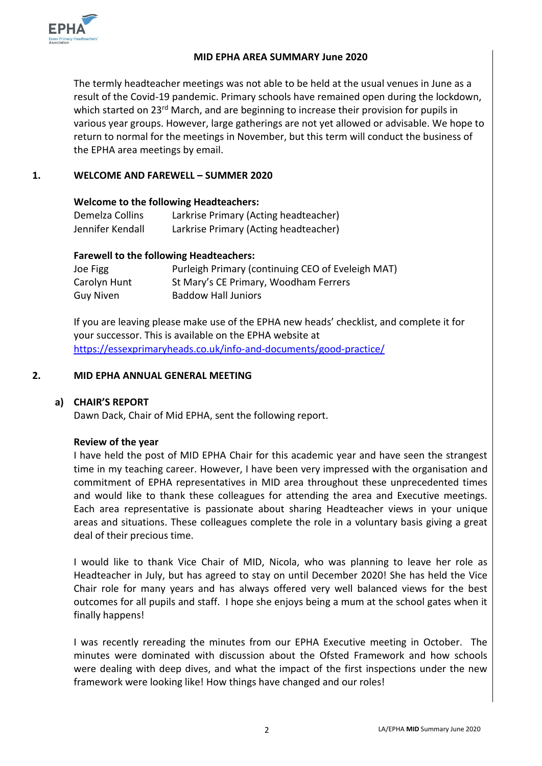## MID EPHA AREA SUMMARY June 2020

The termly headteacher meetings was not able to be held at the usual venues in June as a result of the Covid-19 pandemic. Primary schools have remained open during the lockdown, which started on 23rd March, and are beginning to increase their provision for pupils in various year groups. However, large gatherings are not yet allowed or advisable. We hope to return to normal for the meetings in November, but this term will conduct the business of the EPHA area meetings by email.

### 1. WELCOME AND FAREWELL – SUMMER 2020

**Welcome to the following Headteachers:**

| | |
|---|---|
| Demelza Collins | Larkrise Primary (Acting headteacher) |
| Jennifer Kendall | Larkrise Primary (Acting headteacher) |

**Farewell to the following Headteachers:**

| | |
|---|---|
| Joe Figg | Purleigh Primary (continuing CEO of Eveleigh MAT) |
| Carolyn Hunt | St Mary's CE Primary, Woodham Ferrers |
| Guy Niven | Baddow Hall Juniors |

If you are leaving please make use of the EPHA new heads' checklist, and complete it for your successor. This is available on the EPHA website at https://essexprimaryheads.co.uk/info-and-documents/good-practice/

### 2. MID EPHA ANNUAL GENERAL MEETING

**a) CHAIR'S REPORT**

Dawn Dack, Chair of Mid EPHA, sent the following report.

**Review of the year**

I have held the post of MID EPHA Chair for this academic year and have seen the strangest time in my teaching career. However, I have been very impressed with the organisation and commitment of EPHA representatives in MID area throughout these unprecedented times and would like to thank these colleagues for attending the area and Executive meetings. Each area representative is passionate about sharing Headteacher views in your unique areas and situations. These colleagues complete the role in a voluntary basis giving a great deal of their precious time.

I would like to thank Vice Chair of MID, Nicola, who was planning to leave her role as Headteacher in July, but has agreed to stay on until December 2020! She has held the Vice Chair role for many years and has always offered very well balanced views for the best outcomes for all pupils and staff. I hope she enjoys being a mum at the school gates when it finally happens!

I was recently rereading the minutes from our EPHA Executive meeting in October. The minutes were dominated with discussion about the Ofsted Framework and how schools were dealing with deep dives, and what the impact of the first inspections under the new framework were looking like! How things have changed and our roles!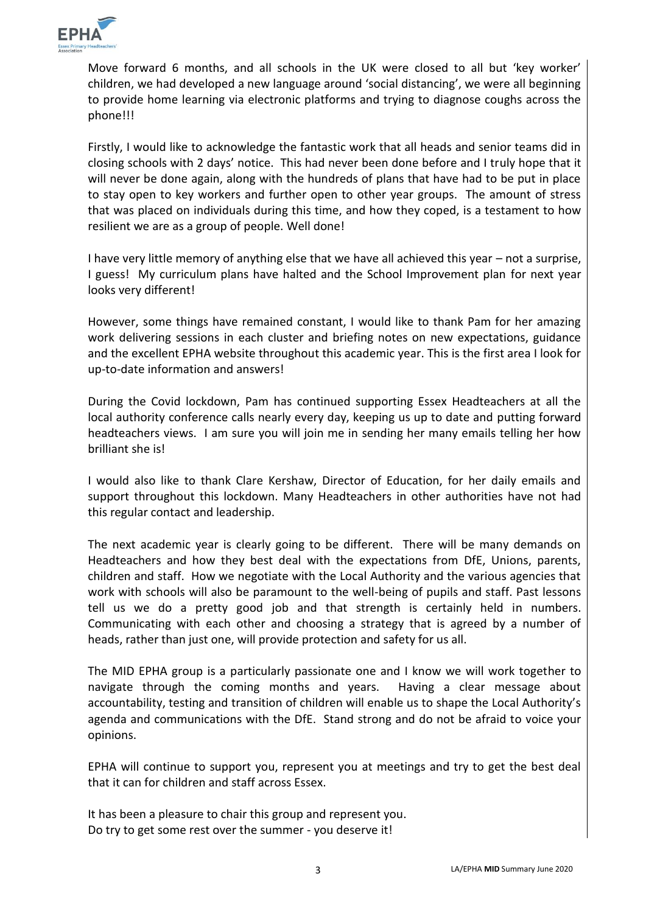Move forward 6 months, and all schools in the UK were closed to all but 'key worker' children, we had developed a new language around 'social distancing', we were all beginning to provide home learning via electronic platforms and trying to diagnose coughs across the phone!!!

Firstly, I would like to acknowledge the fantastic work that all heads and senior teams did in closing schools with 2 days' notice. This had never been done before and I truly hope that it will never be done again, along with the hundreds of plans that have had to be put in place to stay open to key workers and further open to other year groups. The amount of stress that was placed on individuals during this time, and how they coped, is a testament to how resilient we are as a group of people. Well done!

I have very little memory of anything else that we have all achieved this year – not a surprise, I guess! My curriculum plans have halted and the School Improvement plan for next year looks very different!

However, some things have remained constant, I would like to thank Pam for her amazing work delivering sessions in each cluster and briefing notes on new expectations, guidance and the excellent EPHA website throughout this academic year. This is the first area I look for up-to-date information and answers!

During the Covid lockdown, Pam has continued supporting Essex Headteachers at all the local authority conference calls nearly every day, keeping us up to date and putting forward headteachers views. I am sure you will join me in sending her many emails telling her how brilliant she is!

I would also like to thank Clare Kershaw, Director of Education, for her daily emails and support throughout this lockdown. Many Headteachers in other authorities have not had this regular contact and leadership.

The next academic year is clearly going to be different. There will be many demands on Headteachers and how they best deal with the expectations from DfE, Unions, parents, children and staff. How we negotiate with the Local Authority and the various agencies that work with schools will also be paramount to the well-being of pupils and staff. Past lessons tell us we do a pretty good job and that strength is certainly held in numbers. Communicating with each other and choosing a strategy that is agreed by a number of heads, rather than just one, will provide protection and safety for us all.

The MID EPHA group is a particularly passionate one and I know we will work together to navigate through the coming months and years. Having a clear message about accountability, testing and transition of children will enable us to shape the Local Authority's agenda and communications with the DfE. Stand strong and do not be afraid to voice your opinions.

EPHA will continue to support you, represent you at meetings and try to get the best deal that it can for children and staff across Essex.

It has been a pleasure to chair this group and represent you.
Do try to get some rest over the summer - you deserve it!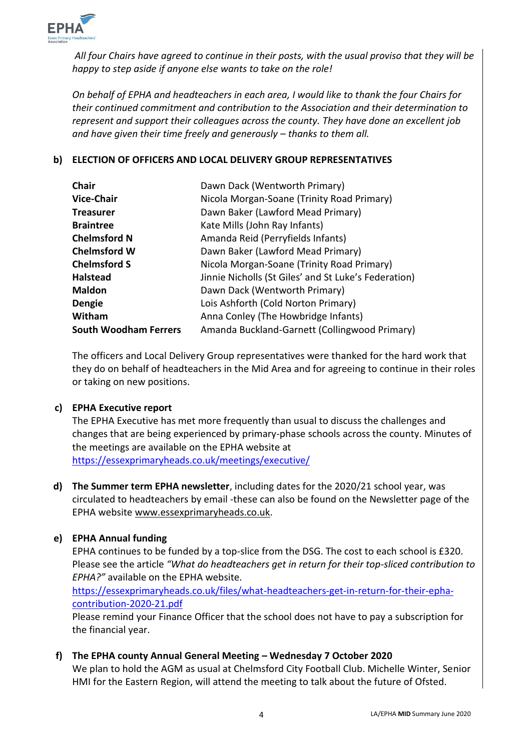*All four Chairs have agreed to continue in their posts, with the usual proviso that they will be happy to step aside if anyone else wants to take on the role!*

*On behalf of EPHA and headteachers in each area, I would like to thank the four Chairs for their continued commitment and contribution to the Association and their determination to represent and support their colleagues across the county. They have done an excellent job and have given their time freely and generously – thanks to them all.*

**b) ELECTION OF OFFICERS AND LOCAL DELIVERY GROUP REPRESENTATIVES**

| | |
|---|---|
| **Chair** | Dawn Dack (Wentworth Primary) |
| **Vice-Chair** | Nicola Morgan-Soane (Trinity Road Primary) |
| **Treasurer** | Dawn Baker (Lawford Mead Primary) |
| **Braintree** | Kate Mills (John Ray Infants) |
| **Chelmsford N** | Amanda Reid (Perryfields Infants) |
| **Chelmsford W** | Dawn Baker (Lawford Mead Primary) |
| **Chelmsford S** | Nicola Morgan-Soane (Trinity Road Primary) |
| **Halstead** | Jinnie Nicholls (St Giles' and St Luke's Federation) |
| **Maldon** | Dawn Dack (Wentworth Primary) |
| **Dengie** | Lois Ashforth (Cold Norton Primary) |
| **Witham** | Anna Conley (The Howbridge Infants) |
| **South Woodham Ferrers** | Amanda Buckland-Garnett (Collingwood Primary) |

The officers and Local Delivery Group representatives were thanked for the hard work that they do on behalf of headteachers in the Mid Area and for agreeing to continue in their roles or taking on new positions.

**c) EPHA Executive report**

The EPHA Executive has met more frequently than usual to discuss the challenges and changes that are being experienced by primary-phase schools across the county. Minutes of the meetings are available on the EPHA website at https://essexprimaryheads.co.uk/meetings/executive/

**d) The Summer term EPHA newsletter**, including dates for the 2020/21 school year, was circulated to headteachers by email -these can also be found on the Newsletter page of the EPHA website www.essexprimaryheads.co.uk.

**e) EPHA Annual funding**

EPHA continues to be funded by a top-slice from the DSG. The cost to each school is £320. Please see the article *"What do headteachers get in return for their top-sliced contribution to EPHA?"* available on the EPHA website.
https://essexprimaryheads.co.uk/files/what-headteachers-get-in-return-for-their-epha-contribution-2020-21.pdf
Please remind your Finance Officer that the school does not have to pay a subscription for the financial year.

**f) The EPHA county Annual General Meeting – Wednesday 7 October 2020**

We plan to hold the AGM as usual at Chelmsford City Football Club. Michelle Winter, Senior HMI for the Eastern Region, will attend the meeting to talk about the future of Ofsted.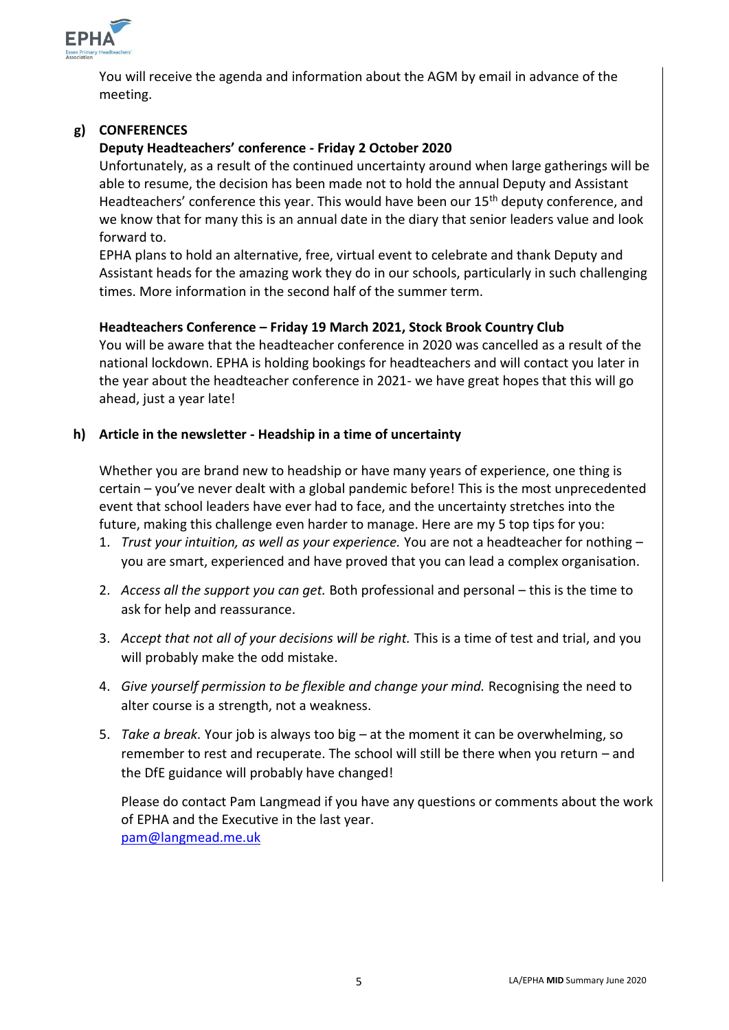You will receive the agenda and information about the AGM by email in advance of the meeting.

**g) CONFERENCES**

**Deputy Headteachers' conference - Friday 2 October 2020**

Unfortunately, as a result of the continued uncertainty around when large gatherings will be able to resume, the decision has been made not to hold the annual Deputy and Assistant Headteachers' conference this year. This would have been our 15th deputy conference, and we know that for many this is an annual date in the diary that senior leaders value and look forward to.

EPHA plans to hold an alternative, free, virtual event to celebrate and thank Deputy and Assistant heads for the amazing work they do in our schools, particularly in such challenging times. More information in the second half of the summer term.

**Headteachers Conference – Friday 19 March 2021, Stock Brook Country Club**

You will be aware that the headteacher conference in 2020 was cancelled as a result of the national lockdown. EPHA is holding bookings for headteachers and will contact you later in the year about the headteacher conference in 2021- we have great hopes that this will go ahead, just a year late!

**h) Article in the newsletter - Headship in a time of uncertainty**

Whether you are brand new to headship or have many years of experience, one thing is certain – you've never dealt with a global pandemic before! This is the most unprecedented event that school leaders have ever had to face, and the uncertainty stretches into the future, making this challenge even harder to manage. Here are my 5 top tips for you:

1. *Trust your intuition, as well as your experience.* You are not a headteacher for nothing – you are smart, experienced and have proved that you can lead a complex organisation.
2. *Access all the support you can get.* Both professional and personal – this is the time to ask for help and reassurance.
3. *Accept that not all of your decisions will be right.* This is a time of test and trial, and you will probably make the odd mistake.
4. *Give yourself permission to be flexible and change your mind.* Recognising the need to alter course is a strength, not a weakness.
5. *Take a break.* Your job is always too big – at the moment it can be overwhelming, so remember to rest and recuperate. The school will still be there when you return – and the DfE guidance will probably have changed!

Please do contact Pam Langmead if you have any questions or comments about the work of EPHA and the Executive in the last year.
[pam@langmead.me.uk](mailto:pam@langmead.me.uk)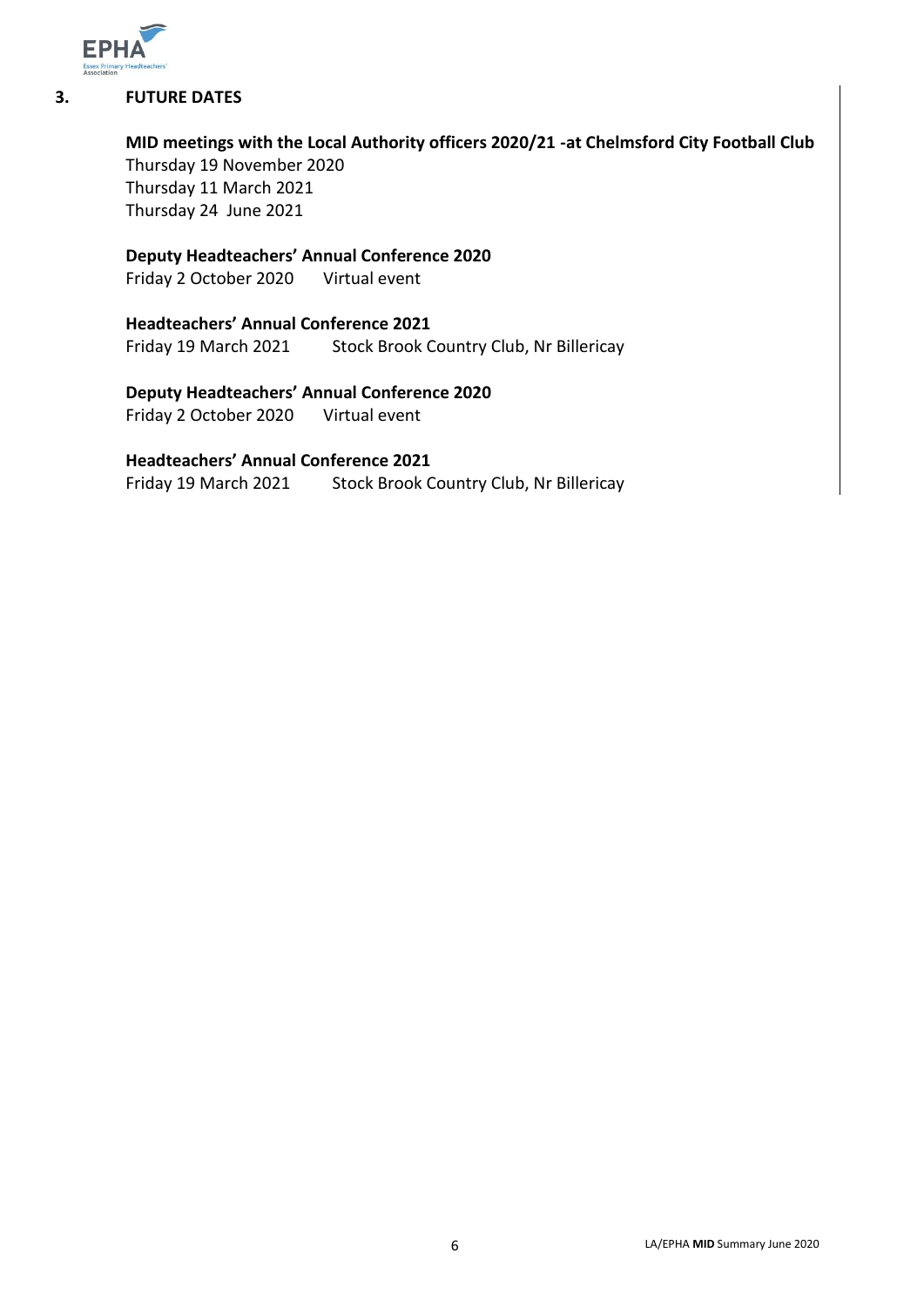## 3. FUTURE DATES

**MID meetings with the Local Authority officers 2020/21 -at Chelmsford City Football Club**

Thursday 19 November 2020
Thursday 11 March 2021
Thursday 24 June 2021

**Deputy Headteachers' Annual Conference 2020**

Friday 2 October 2020 Virtual event

**Headteachers' Annual Conference 2021**

Friday 19 March 2021 Stock Brook Country Club, Nr Billericay

**Deputy Headteachers' Annual Conference 2020**

Friday 2 October 2020 Virtual event

**Headteachers' Annual Conference 2021**

Friday 19 March 2021 Stock Brook Country Club, Nr Billericay